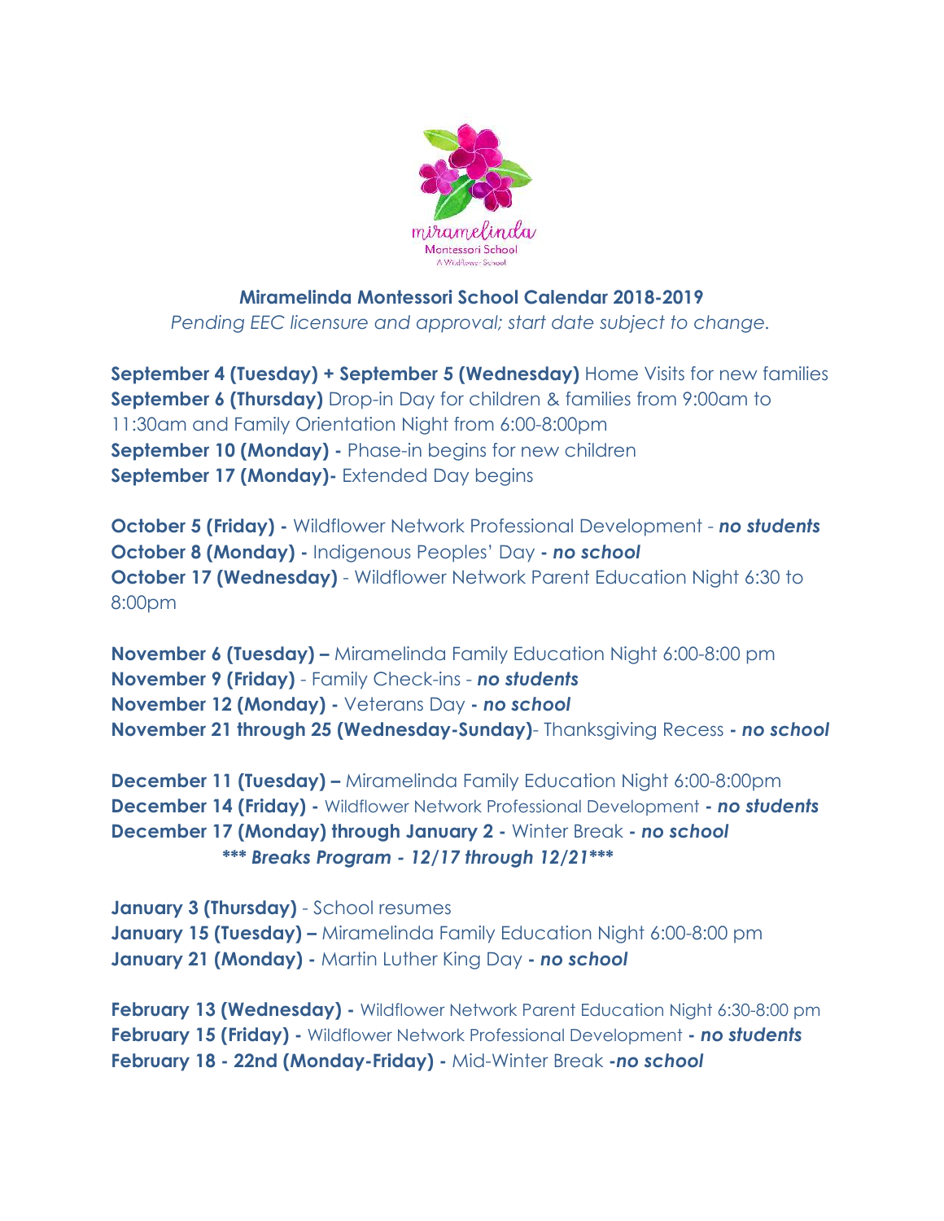miramelinda
Montessori School
A Wildflower School

## Miramelinda Montessori School Calendar 2018-2019

*Pending EEC licensure and approval; start date subject to change.*

**September 4 (Tuesday) + September 5 (Wednesday)** Home Visits for new families
**September 6 (Thursday)** Drop-in Day for children & families from 9:00am to 11:30am and Family Orientation Night from 6:00-8:00pm
**September 10 (Monday) -** Phase-in begins for new children
**September 17 (Monday)-** Extended Day begins

**October 5 (Friday) -** Wildflower Network Professional Development - ***no students***
**October 8 (Monday) -** Indigenous Peoples' Day **-** ***no school***
**October 17 (Wednesday)** - Wildflower Network Parent Education Night 6:30 to 8:00pm

**November 6 (Tuesday) –** Miramelinda Family Education Night 6:00-8:00 pm
**November 9 (Friday)** - Family Check-ins - ***no students***
**November 12 (Monday) -** Veterans Day **-** ***no school***
**November 21 through 25 (Wednesday-Sunday)**- Thanksgiving Recess **-** ***no school***

**December 11 (Tuesday) –** Miramelinda Family Education Night 6:00-8:00pm
**December 14 (Friday) -** Wildflower Network Professional Development **-** ***no students***
**December 17 (Monday) through January 2 -** Winter Break **-** ***no school***
***\*\*\* Breaks Program - 12/17 through 12/21\*\*\****

**January 3 (Thursday)** - School resumes
**January 15 (Tuesday) –** Miramelinda Family Education Night 6:00-8:00 pm
**January 21 (Monday) -** Martin Luther King Day **-** ***no school***

**February 13 (Wednesday) -** Wildflower Network Parent Education Night 6:30-8:00 pm
**February 15 (Friday) -** Wildflower Network Professional Development **-** ***no students***
**February 18 - 22nd (Monday-Friday) -** Mid-Winter Break ***-no school***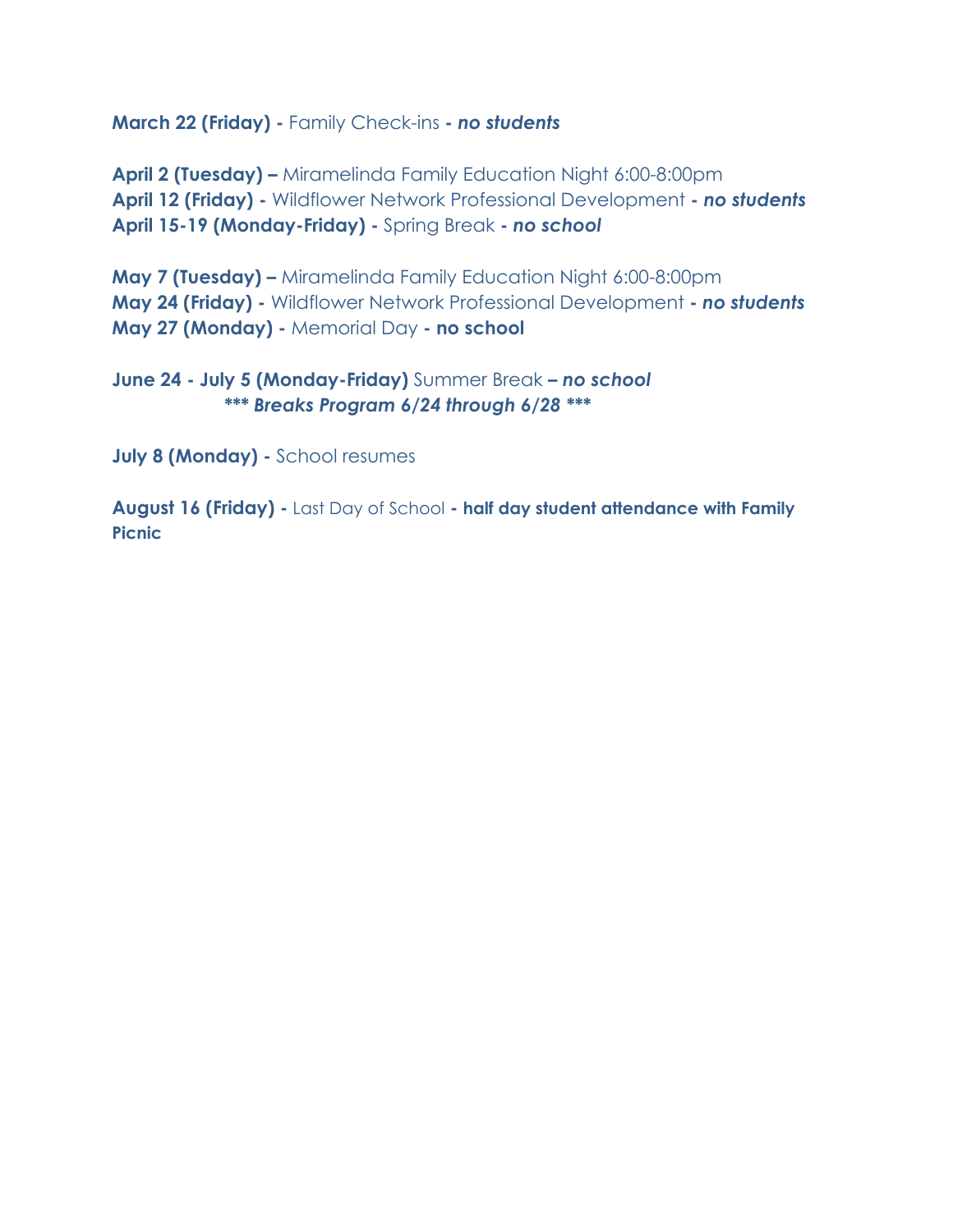**March 22 (Friday) -** Family Check-ins ***- no students***

**April 2 (Tuesday) –** Miramelinda Family Education Night 6:00-8:00pm
**April 12 (Friday) -** Wildflower Network Professional Development ***- no students***
**April 15-19 (Monday-Friday) -** Spring Break ***- no school***

**May 7 (Tuesday) –** Miramelinda Family Education Night 6:00-8:00pm
**May 24 (Friday) -** Wildflower Network Professional Development ***- no students***
**May 27 (Monday) -** Memorial Day **- no school**

**June 24 - July 5 (Monday-Friday)** Summer Break ***– no school***
***\*\*\* Breaks Program 6/24 through 6/28 \*\*\****

**July 8 (Monday) -** School resumes

**August 16 (Friday) -** Last Day of School **- half day student attendance with Family Picnic**